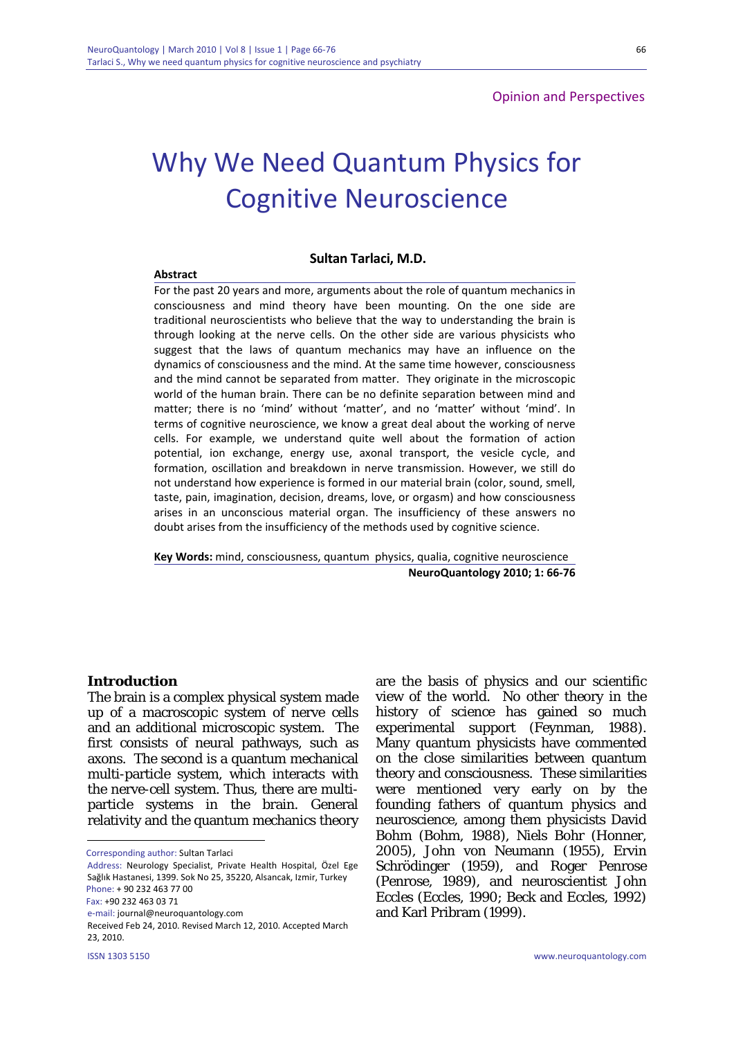Opinion and Perspectives

# Why We Need Quantum Physics for Cognitive Neuroscience

**Sultan Tarlaci, M.D.**

**Abstract**

For the past 20 years and more, arguments about the role of quantum mechanics in consciousness and mind theory have been mounting. On the one side are traditional neuroscientists who believe that the way to understanding the brain is through looking at the nerve cells. On the other side are various physicists who suggest that the laws of quantum mechanics may have an influence on the dynamics of consciousness and the mind. At the same time however, consciousness and the mind cannot be separated from matter. They originate in the microscopic world of the human brain. There can be no definite separation between mind and matter; there is no 'mind' without 'matter', and no 'matter' without 'mind'. In terms of cognitive neuroscience, we know a great deal about the working of nerve cells. For example, we understand quite well about the formation of action potential, ion exchange, energy use, axonal transport, the vesicle cycle, and formation, oscillation and breakdown in nerve transmission. However, we still do not understand how experience is formed in our material brain (color, sound, smell, taste, pain, imagination, decision, dreams, love, or orgasm) and how consciousness arises in an unconscious material organ. The insufficiency of these answers no doubt arises from the insufficiency of the methods used by cognitive science.

**Key Words:** mind, consciousness, quantum physics, qualia, cognitive neuroscience

**NeuroQuantology 2010; 1: 66-76**

## Introduction

The brain is a complex physical system made up of a macroscopic system of nerve cells and an additional microscopic system. The first consists of neural pathways, such as axons. The second is a quantum mechanical multi-particle system, which interacts with the nerve-cell system. Thus, there are multi-particle systems in the brain. General relativity and the quantum mechanics theory are the basis of physics and our scientific view of the world. No other theory in the history of science has gained so much experimental support (Feynman, 1988). Many quantum physicists have commented on the close similarities between quantum theory and consciousness. These similarities were mentioned very early on by the founding fathers of quantum physics and neuroscience, among them physicists David Bohm (Bohm, 1988), Niels Bohr (Honner, 2005), John von Neumann (1955), Ervin Schrödinger (1959), and Roger Penrose (Penrose, 1989), and neuroscientist John Eccles (Eccles, 1990; Beck and Eccles, 1992) and Karl Pribram (1999).

---

Corresponding author: Sultan Tarlaci

Address: Neurology Specialist, Private Health Hospital, Özel Ege Sağlık Hastanesi, 1399. Sok No 25, 35220, Alsancak, Izmir, Turkey

Phone: + 90 232 463 77 00

Fax: +90 232 463 03 71

e-mail: journal@neuroquantology.com

Received Feb 24, 2010. Revised March 12, 2010. Accepted March 23, 2010.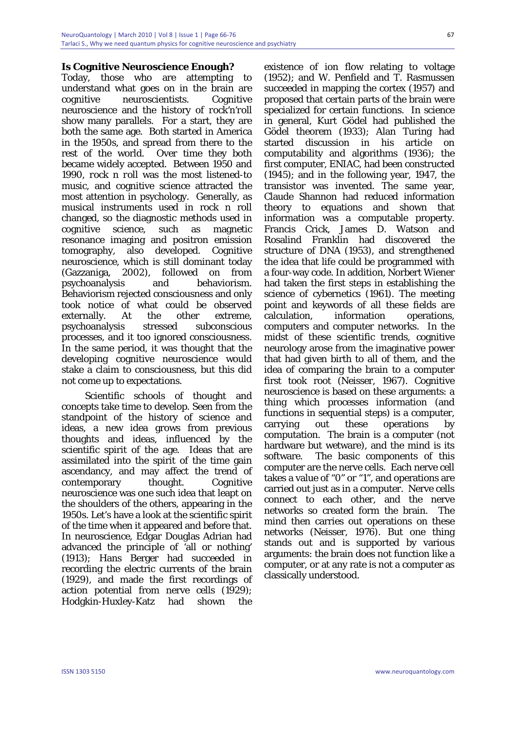### Is Cognitive Neuroscience Enough?

Today, those who are attempting to understand what goes on in the brain are cognitive neuroscientists. Cognitive neuroscience and the history of rock'n'roll show many parallels. For a start, they are both the same age. Both started in America in the 1950s, and spread from there to the rest of the world. Over time they both became widely accepted. Between 1950 and 1990, rock n roll was the most listened-to music, and cognitive science attracted the most attention in psychology. Generally, as musical instruments used in rock n roll changed, so the diagnostic methods used in cognitive science, such as magnetic resonance imaging and positron emission tomography, also developed. Cognitive neuroscience, which is still dominant today (Gazzaniga, 2002), followed on from psychoanalysis and behaviorism. Behaviorism rejected consciousness and only took notice of what could be observed externally. At the other extreme, psychoanalysis stressed subconscious processes, and it too ignored consciousness. In the same period, it was thought that the developing cognitive neuroscience would stake a claim to consciousness, but this did not come up to expectations.

Scientific schools of thought and concepts take time to develop. Seen from the standpoint of the history of science and ideas, a new idea grows from previous thoughts and ideas, influenced by the scientific spirit of the age. Ideas that are assimilated into the spirit of the time gain ascendancy, and may affect the trend of contemporary thought. Cognitive neuroscience was one such idea that leapt on the shoulders of the others, appearing in the 1950s. Let's have a look at the scientific spirit of the time when it appeared and before that. In neuroscience, Edgar Douglas Adrian had advanced the principle of 'all or nothing' (1913); Hans Berger had succeeded in recording the electric currents of the brain (1929), and made the first recordings of action potential from nerve cells (1929); Hodgkin-Huxley-Katz had shown the existence of ion flow relating to voltage (1952); and W. Penfield and T. Rasmussen succeeded in mapping the cortex (1957) and proposed that certain parts of the brain were specialized for certain functions. In science in general, Kurt Gödel had published the Gödel theorem (1933); Alan Turing had started discussion in his article on computability and algorithms (1936); the first computer, ENIAC, had been constructed (1945); and in the following year, 1947, the transistor was invented. The same year, Claude Shannon had reduced information theory to equations and shown that information was a computable property. Francis Crick, James D. Watson and Rosalind Franklin had discovered the structure of DNA (1953), and strengthened the idea that life could be programmed with a four-way code. In addition, Norbert Wiener had taken the first steps in establishing the science of cybernetics (1961). The meeting point and keywords of all these fields are calculation, information operations, computers and computer networks. In the midst of these scientific trends, cognitive neurology arose from the imaginative power that had given birth to all of them, and the idea of comparing the brain to a computer first took root (Neisser, 1967). Cognitive neuroscience is based on these arguments: a thing which processes information (and functions in sequential steps) is a computer, carrying out these operations by computation. The brain is a computer (not hardware but wetware), and the mind is its software. The basic components of this computer are the nerve cells. Each nerve cell takes a value of "0" or "1", and operations are carried out just as in a computer. Nerve cells connect to each other, and the nerve networks so created form the brain. The mind then carries out operations on these networks (Neisser, 1976). But one thing stands out and is supported by various arguments: the brain does not function like a computer, or at any rate is not a computer as classically understood.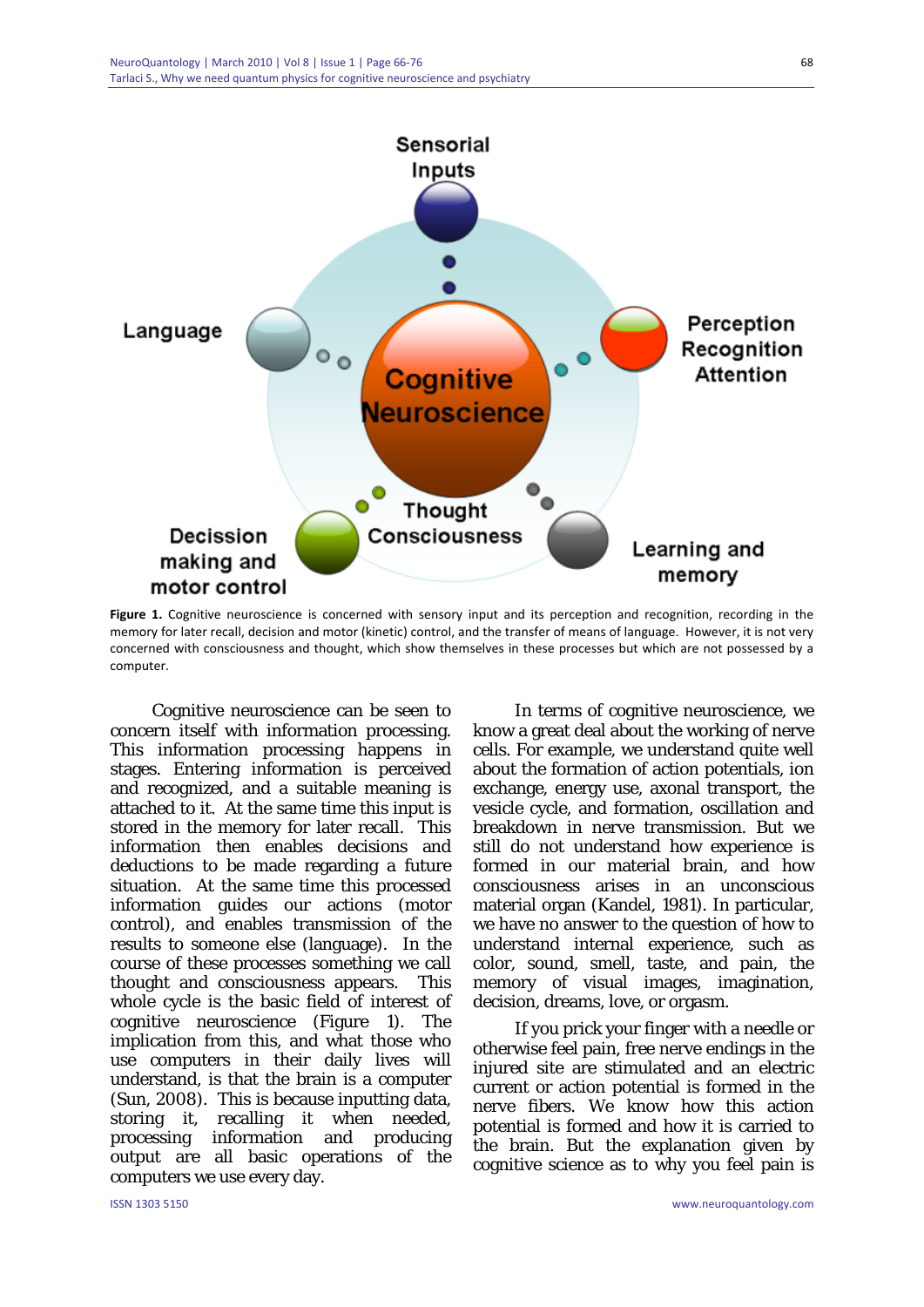**Figure 1.** Cognitive neuroscience is concerned with sensory input and its perception and recognition, recording in the memory for later recall, decision and motor (kinetic) control, and the transfer of means of language. However, it is not very concerned with consciousness and thought, which show themselves in these processes but which are not possessed by a computer.

Cognitive neuroscience can be seen to concern itself with information processing. This information processing happens in stages. Entering information is perceived and recognized, and a suitable meaning is attached to it. At the same time this input is stored in the memory for later recall. This information then enables decisions and deductions to be made regarding a future situation. At the same time this processed information guides our actions (motor control), and enables transmission of the results to someone else (language). In the course of these processes something we call thought and consciousness appears. This whole cycle is the basic field of interest of cognitive neuroscience (Figure 1). The implication from this, and what those who use computers in their daily lives will understand, is that the brain is a computer (Sun, 2008). This is because inputting data, storing it, recalling it when needed, processing information and producing output are all basic operations of the computers we use every day.

In terms of cognitive neuroscience, we know a great deal about the working of nerve cells. For example, we understand quite well about the formation of action potentials, ion exchange, energy use, axonal transport, the vesicle cycle, and formation, oscillation and breakdown in nerve transmission. But we still do not understand how experience is formed in our material brain, and how consciousness arises in an unconscious material organ (Kandel, 1981). In particular, we have no answer to the question of how to understand internal experience, such as color, sound, smell, taste, and pain, the memory of visual images, imagination, decision, dreams, love, or orgasm.

If you prick your finger with a needle or otherwise feel pain, free nerve endings in the injured site are stimulated and an electric current or action potential is formed in the nerve fibers. We know how this action potential is formed and how it is carried to the brain. But the explanation given by cognitive science as to why you feel pain is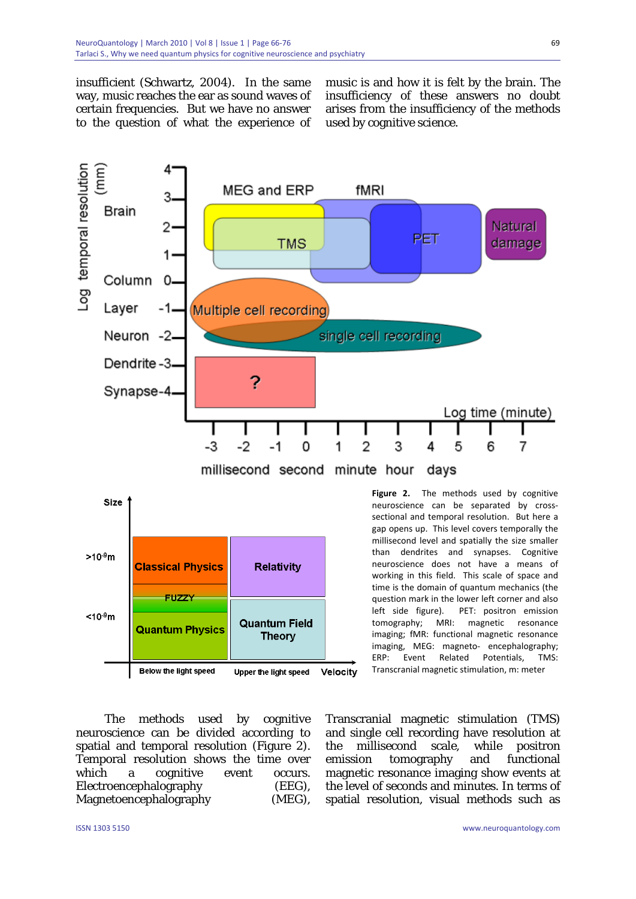insufficient (Schwartz, 2004). In the same way, music reaches the ear as sound waves of certain frequencies. But we have no answer to the question of what the experience of music is and how it is felt by the brain. The insufficiency of these answers no doubt arises from the insufficiency of the methods used by cognitive science.

**Figure 2.** The methods used by cognitive neuroscience can be separated by cross-sectional and temporal resolution. But here a gap opens up. This level covers temporally the millisecond level and spatially the size smaller than dendrites and synapses. Cognitive neuroscience does not have a means of working in this field. This scale of space and time is the domain of quantum mechanics (the question mark in the lower left corner and also left side figure). PET: positron emission tomography; MRI: magnetic resonance imaging; fMR: functional magnetic resonance imaging, MEG: magneto- encephalography; ERP: Event Related Potentials, TMS: Transcranial magnetic stimulation, m: meter

The methods used by cognitive neuroscience can be divided according to spatial and temporal resolution (Figure 2). Temporal resolution shows the time over which a cognitive event occurs. Electroencephalography (EEG), Magnetoencephalography (MEG), Transcranial magnetic stimulation (TMS) and single cell recording have resolution at the millisecond scale, while positron emission tomography and functional magnetic resonance imaging show events at the level of seconds and minutes. In terms of spatial resolution, visual methods such as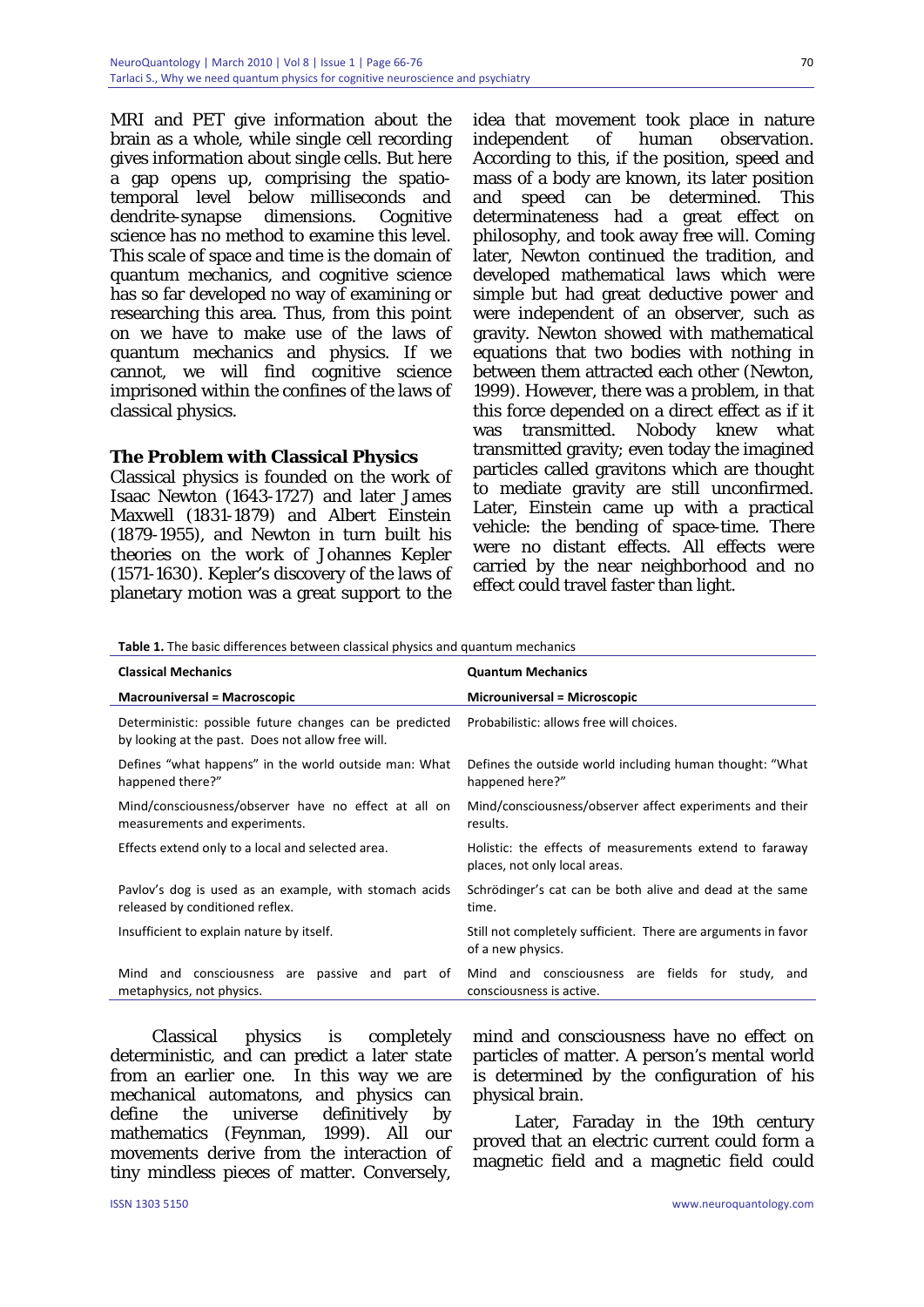MRI and PET give information about the brain as a whole, while single cell recording gives information about single cells. But here a gap opens up, comprising the spatio-temporal level below milliseconds and dendrite-synapse dimensions. Cognitive science has no method to examine this level. This scale of space and time is the domain of quantum mechanics, and cognitive science has so far developed no way of examining or researching this area. Thus, from this point on we have to make use of the laws of quantum mechanics and physics. If we cannot, we will find cognitive science imprisoned within the confines of the laws of classical physics.

### The Problem with Classical Physics

Classical physics is founded on the work of Isaac Newton (1643-1727) and later James Maxwell (1831-1879) and Albert Einstein (1879-1955), and Newton in turn built his theories on the work of Johannes Kepler (1571-1630). Kepler's discovery of the laws of planetary motion was a great support to the idea that movement took place in nature independent of human observation. According to this, if the position, speed and mass of a body are known, its later position and speed can be determined. This determinateness had a great effect on philosophy, and took away free will. Coming later, Newton continued the tradition, and developed mathematical laws which were simple but had great deductive power and were independent of an observer, such as gravity. Newton showed with mathematical equations that two bodies with nothing in between them attracted each other (Newton, 1999). However, there was a problem, in that this force depended on a direct effect as if it was transmitted. Nobody knew what transmitted gravity; even today the imagined particles called gravitons which are thought to mediate gravity are still unconfirmed. Later, Einstein came up with a practical vehicle: the bending of space-time. There were no distant effects. All effects were carried by the near neighborhood and no effect could travel faster than light.

**Table 1.** The basic differences between classical physics and quantum mechanics

| Classical Mechanics | Quantum Mechanics |
|---|---|
| **Macrouniversal = Macroscopic** | **Microuniversal = Microscopic** |
| Deterministic: possible future changes can be predicted by looking at the past. Does not allow free will. | Probabilistic: allows free will choices. |
| Defines "what happens" in the world outside man: What happened there?" | Defines the outside world including human thought: "What happened here?" |
| Mind/consciousness/observer have no effect at all on measurements and experiments. | Mind/consciousness/observer affect experiments and their results. |
| Effects extend only to a local and selected area. | Holistic: the effects of measurements extend to faraway places, not only local areas. |
| Pavlov's dog is used as an example, with stomach acids released by conditioned reflex. | Schrödinger's cat can be both alive and dead at the same time. |
| Insufficient to explain nature by itself. | Still not completely sufficient. There are arguments in favor of a new physics. |
| Mind and consciousness are passive and part of metaphysics, not physics. | Mind and consciousness are fields for study, and consciousness is active. |

Classical physics is completely deterministic, and can predict a later state from an earlier one. In this way we are mechanical automatons, and physics can define the universe definitively by mathematics (Feynman, 1999). All our movements derive from the interaction of tiny mindless pieces of matter. Conversely, mind and consciousness have no effect on particles of matter. A person's mental world is determined by the configuration of his physical brain.

Later, Faraday in the 19th century proved that an electric current could form a magnetic field and a magnetic field could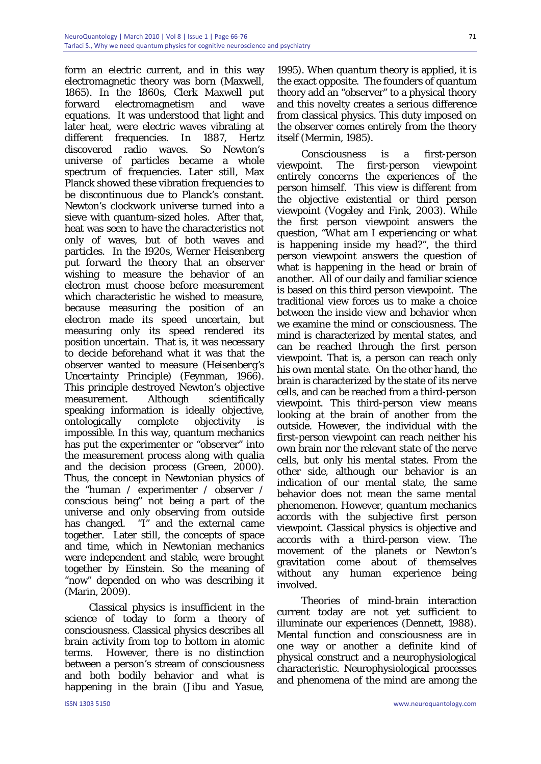form an electric current, and in this way electromagnetic theory was born (Maxwell, 1865). In the 1860s, Clerk Maxwell put forward electromagnetism and wave equations. It was understood that light and later heat, were electric waves vibrating at different frequencies. In 1887, Hertz discovered radio waves. So Newton's universe of particles became a whole spectrum of frequencies. Later still, Max Planck showed these vibration frequencies to be discontinuous due to Planck's constant. Newton's clockwork universe turned into a sieve with quantum-sized holes. After that, heat was seen to have the characteristics not only of waves, but of both waves and particles. In the 1920s, Werner Heisenberg put forward the theory that an observer wishing to measure the behavior of an electron must choose before measurement which characteristic he wished to measure, because measuring the position of an electron made its speed uncertain, but measuring only its speed rendered its position uncertain. That is, it was necessary to decide beforehand what it was that the observer wanted to measure (Heisenberg's Uncertainty Principle) (Feynman, 1966). This principle destroyed Newton's objective measurement. Although scientifically speaking information is ideally objective, ontologically complete objectivity is impossible. In this way, quantum mechanics has put the experimenter or "observer" into the measurement process along with qualia and the decision process (Green, 2000). Thus, the concept in Newtonian physics of the "human / experimenter / observer / conscious being" not being a part of the universe and only observing from outside has changed. "I" and the external came together. Later still, the concepts of space and time, which in Newtonian mechanics were independent and stable, were brought together by Einstein. So the meaning of "now" depended on who was describing it (Marin, 2009).

Classical physics is insufficient in the science of today to form a theory of consciousness. Classical physics describes all brain activity from top to bottom in atomic terms. However, there is no distinction between a person's stream of consciousness and both bodily behavior and what is happening in the brain (Jibu and Yasue, 1995). When quantum theory is applied, it is the exact opposite. The founders of quantum theory add an "observer" to a physical theory and this novelty creates a serious difference from classical physics. This duty imposed on the observer comes entirely from the theory itself (Mermin, 1985).

Consciousness is a first-person viewpoint. The first-person viewpoint entirely concerns the experiences of the person himself. This view is different from the objective existential or third person viewpoint (Vogeley and Fink, 2003). While the first person viewpoint answers the question, "*What am I experiencing or what is happening inside my head?*", the third person viewpoint answers the question of what is happening in the head or brain of another. All of our daily and familiar science is based on this third person viewpoint. The traditional view forces us to make a choice between the inside view and behavior when we examine the mind or consciousness. The mind is characterized by mental states, and can be reached through the first person viewpoint. That is, a person can reach only his own mental state. On the other hand, the brain is characterized by the state of its nerve cells, and can be reached from a third-person viewpoint. This third-person view means looking at the brain of another from the outside. However, the individual with the first-person viewpoint can reach neither his own brain nor the relevant state of the nerve cells, but only his mental states. From the other side, although our behavior is an indication of our mental state, the same behavior does not mean the same mental phenomenon. However, quantum mechanics accords with the subjective first person viewpoint. Classical physics is objective and accords with a third-person view. The movement of the planets or Newton's gravitation come about of themselves without any human experience being involved.

Theories of mind-brain interaction current today are not yet sufficient to illuminate our experiences (Dennett, 1988). Mental function and consciousness are in one way or another a definite kind of physical construct and a neurophysiological characteristic. Neurophysiological processes and phenomena of the mind are among the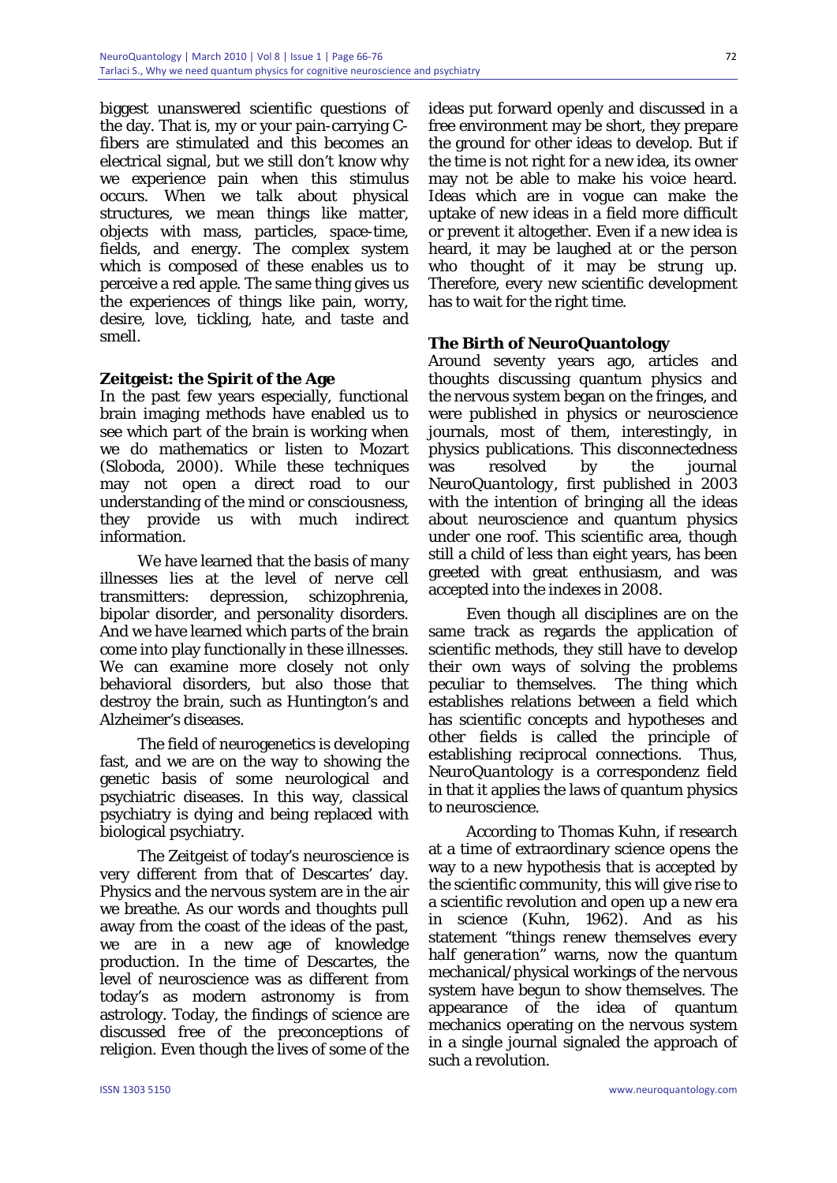biggest unanswered scientific questions of the day. That is, my or your pain-carrying C-fibers are stimulated and this becomes an electrical signal, but we still don't know why we experience pain when this stimulus occurs. When we talk about physical structures, we mean things like matter, objects with mass, particles, space-time, fields, and energy. The complex system which is composed of these enables us to perceive a red apple. The same thing gives us the experiences of things like pain, worry, desire, love, tickling, hate, and taste and smell.

### Zeitgeist: the Spirit of the Age

In the past few years especially, functional brain imaging methods have enabled us to see which part of the brain is working when we do mathematics or listen to Mozart (Sloboda, 2000). While these techniques may not open a direct road to our understanding of the mind or consciousness, they provide us with much indirect information.

We have learned that the basis of many illnesses lies at the level of nerve cell transmitters: depression, schizophrenia, bipolar disorder, and personality disorders. And we have learned which parts of the brain come into play functionally in these illnesses. We can examine more closely not only behavioral disorders, but also those that destroy the brain, such as Huntington's and Alzheimer's diseases.

The field of neurogenetics is developing fast, and we are on the way to showing the genetic basis of some neurological and psychiatric diseases. In this way, classical psychiatry is dying and being replaced with biological psychiatry.

The Zeitgeist of today's neuroscience is very different from that of Descartes' day. Physics and the nervous system are in the air we breathe. As our words and thoughts pull away from the coast of the ideas of the past, we are in a new age of knowledge production. In the time of Descartes, the level of neuroscience was as different from today's as modern astronomy is from astrology. Today, the findings of science are discussed free of the preconceptions of religion. Even though the lives of some of the ideas put forward openly and discussed in a free environment may be short, they prepare the ground for other ideas to develop. But if the time is not right for a new idea, its owner may not be able to make his voice heard. Ideas which are in vogue can make the uptake of new ideas in a field more difficult or prevent it altogether. Even if a new idea is heard, it may be laughed at or the person who thought of it may be strung up. Therefore, every new scientific development has to wait for the right time.

### The Birth of NeuroQuantology

Around seventy years ago, articles and thoughts discussing quantum physics and the nervous system began on the fringes, and were published in physics or neuroscience journals, most of them, interestingly, in physics publications. This disconnectedness was resolved by the journal *NeuroQuantology*, first published in 2003 with the intention of bringing all the ideas about neuroscience and quantum physics under one roof. This scientific area, though still a child of less than eight years, has been greeted with great enthusiasm, and was accepted into the indexes in 2008.

Even though all disciplines are on the same track as regards the application of scientific methods, they still have to develop their own ways of solving the problems peculiar to themselves. The thing which establishes relations between a field which has scientific concepts and hypotheses and other fields is called the principle of establishing reciprocal connections. Thus, *NeuroQuantology* is a *correspondenz* field in that it applies the laws of quantum physics to neuroscience.

According to Thomas Kuhn, if research at a time of extraordinary science opens the way to a new hypothesis that is accepted by the scientific community, this will give rise to a scientific revolution and open up a new era in science (Kuhn, 1962). And as his statement "*things renew themselves every half generation*" warns, now the quantum mechanical/physical workings of the nervous system have begun to show themselves. The appearance of the idea of quantum mechanics operating on the nervous system in a single journal signaled the approach of such a revolution.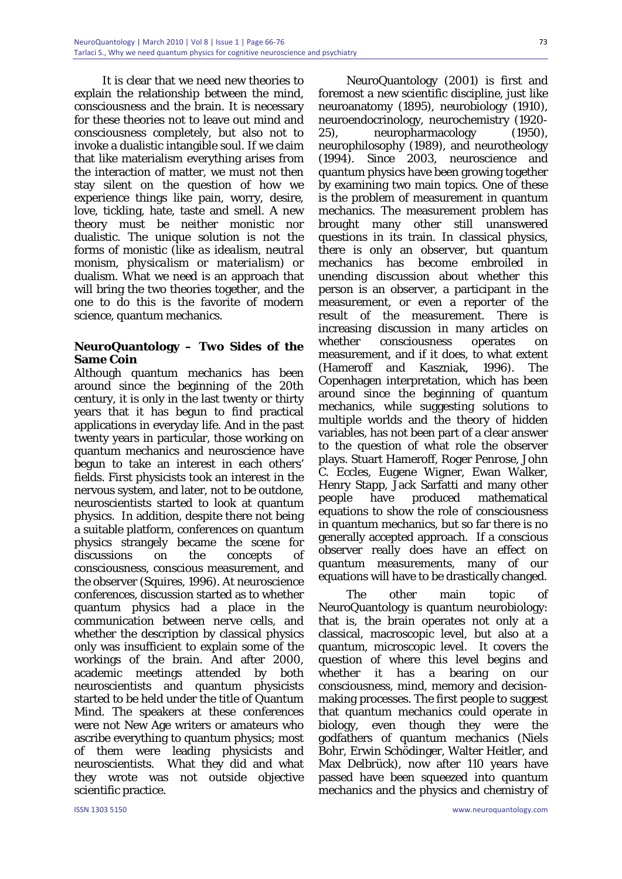It is clear that we need new theories to explain the relationship between the mind, consciousness and the brain. It is necessary for these theories not to leave out mind and consciousness completely, but also not to invoke a dualistic intangible soul. If we claim that like materialism everything arises from the interaction of matter, we must not then stay silent on the question of how we experience things like pain, worry, desire, love, tickling, hate, taste and smell. A new theory must be neither monistic nor dualistic. The unique solution is not the forms of monistic (like *as idealism, neutral monism, physicalism or materialism*) or dualism. What we need is an approach that will bring the two theories together, and the one to do this is the favorite of modern science, quantum mechanics.

## NeuroQuantology – Two Sides of the Same Coin

Although quantum mechanics has been around since the beginning of the 20th century, it is only in the last twenty or thirty years that it has begun to find practical applications in everyday life. And in the past twenty years in particular, those working on quantum mechanics and neuroscience have begun to take an interest in each others' fields. First physicists took an interest in the nervous system, and later, not to be outdone, neuroscientists started to look at quantum physics. In addition, despite there not being a suitable platform, conferences on quantum physics strangely became the scene for discussions on the concepts of consciousness, conscious measurement, and the observer (Squires, 1996). At neuroscience conferences, discussion started as to whether quantum physics had a place in the communication between nerve cells, and whether the description by classical physics only was insufficient to explain some of the workings of the brain. And after 2000, academic meetings attended by both neuroscientists and quantum physicists started to be held under the title of Quantum Mind. The speakers at these conferences were not New Age writers or amateurs who ascribe everything to quantum physics; most of them were leading physicists and neuroscientists. What they did and what they wrote was not outside objective scientific practice.

NeuroQuantology (2001) is first and foremost a new scientific discipline, just like neuroanatomy (1895), neurobiology (1910), neuroendocrinology, neurochemistry (1920-25), neuropharmacology (1950), neurophilosophy (1989), and neurotheology (1994). Since 2003, neuroscience and quantum physics have been growing together by examining two main topics. One of these is the problem of measurement in quantum mechanics. The measurement problem has brought many other still unanswered questions in its train. In classical physics, there is only an observer, but quantum mechanics has become embroiled in unending discussion about whether this person is an observer, a participant in the measurement, or even a reporter of the result of the measurement. There is increasing discussion in many articles on whether consciousness operates on measurement, and if it does, to what extent (Hameroff and Kaszniak, 1996). The Copenhagen interpretation, which has been around since the beginning of quantum mechanics, while suggesting solutions to multiple worlds and the theory of hidden variables, has not been part of a clear answer to the question of what role the observer plays. Stuart Hameroff, Roger Penrose, John C. Eccles, Eugene Wigner, Ewan Walker, Henry Stapp, Jack Sarfatti and many other people have produced mathematical equations to show the role of consciousness in quantum mechanics, but so far there is no generally accepted approach. If a conscious observer really does have an effect on quantum measurements, many of our equations will have to be drastically changed.

The other main topic of NeuroQuantology is quantum neurobiology: that is, the brain operates not only at a classical, macroscopic level, but also at a quantum, microscopic level. It covers the question of where this level begins and whether it has a bearing on our consciousness, mind, memory and decision-making processes. The first people to suggest that quantum mechanics could operate in biology, even though they were the godfathers of quantum mechanics (Niels Bohr, Erwin Schödinger, Walter Heitler, and Max Delbrück), now after 110 years have passed have been squeezed into quantum mechanics and the physics and chemistry of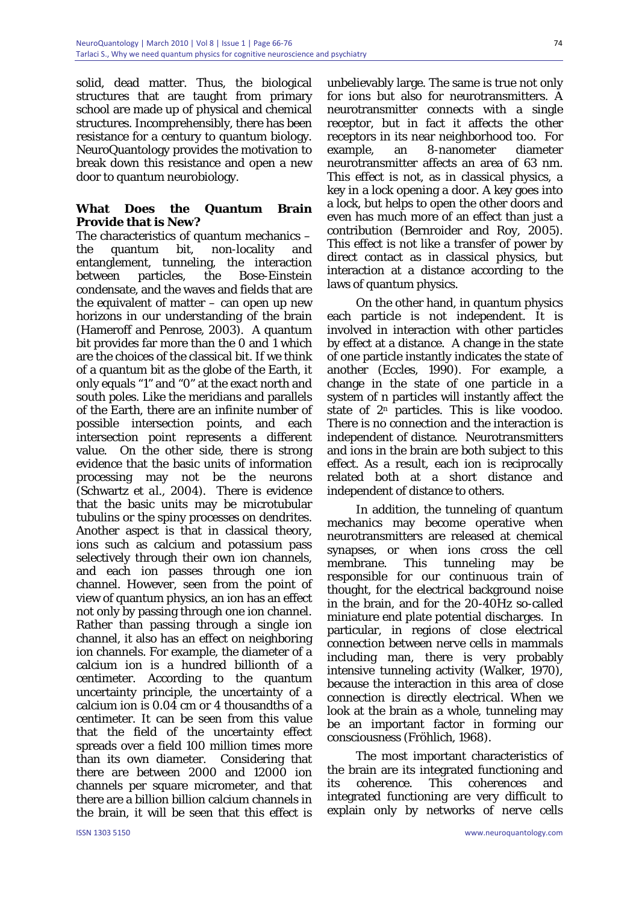solid, dead matter. Thus, the biological structures that are taught from primary school are made up of physical and chemical structures. Incomprehensibly, there has been resistance for a century to quantum biology. NeuroQuantology provides the motivation to break down this resistance and open a new door to quantum neurobiology.

## What Does the Quantum Brain Provide that is New?

The characteristics of quantum mechanics – the quantum bit, non-locality and entanglement, tunneling, the interaction between particles, the Bose-Einstein condensate, and the waves and fields that are the equivalent of matter – can open up new horizons in our understanding of the brain (Hameroff and Penrose, 2003). A quantum bit provides far more than the 0 and 1 which are the choices of the classical bit. If we think of a quantum bit as the globe of the Earth, it only equals "1" and "0" at the exact north and south poles. Like the meridians and parallels of the Earth, there are an infinite number of possible intersection points, and each intersection point represents a different value. On the other side, there is strong evidence that the basic units of information processing may not be the neurons (Schwartz *et al.*, 2004). There is evidence that the basic units may be microtubular tubulins or the spiny processes on dendrites. Another aspect is that in classical theory, ions such as calcium and potassium pass selectively through their own ion channels, and each ion passes through one ion channel. However, seen from the point of view of quantum physics, an ion has an effect not only by passing through one ion channel. Rather than passing through a single ion channel, it also has an effect on neighboring ion channels. For example, the diameter of a calcium ion is a hundred billionth of a centimeter. According to the quantum uncertainty principle, the uncertainty of a calcium ion is 0.04 cm or 4 thousandths of a centimeter. It can be seen from this value that the field of the uncertainty effect spreads over a field 100 million times more than its own diameter. Considering that there are between 2000 and 12000 ion channels per square micrometer, and that there are a billion billion calcium channels in the brain, it will be seen that this effect is unbelievably large. The same is true not only for ions but also for neurotransmitters. A neurotransmitter connects with a single receptor, but in fact it affects the other receptors in its near neighborhood too. For example, an 8-nanometer diameter neurotransmitter affects an area of 63 nm. This effect is not, as in classical physics, a key in a lock opening a door. A key goes into a lock, but helps to open the other doors and even has much more of an effect than just a contribution (Bernroider and Roy, 2005). This effect is not like a transfer of power by direct contact as in classical physics, but interaction at a distance according to the laws of quantum physics.

On the other hand, in quantum physics each particle is not independent. It is involved in interaction with other particles by effect at a distance. A change in the state of one particle instantly indicates the state of another (Eccles, 1990). For example, a change in the state of one particle in a system of n particles will instantly affect the state of $2^n$ particles. This is like voodoo. There is no connection and the interaction is independent of distance. Neurotransmitters and ions in the brain are both subject to this effect. As a result, each ion is reciprocally related both at a short distance and independent of distance to others.

In addition, the tunneling of quantum mechanics may become operative when neurotransmitters are released at chemical synapses, or when ions cross the cell membrane. This tunneling may be responsible for our continuous train of thought, for the electrical background noise in the brain, and for the 20-40Hz so-called miniature end plate potential discharges. In particular, in regions of close electrical connection between nerve cells in mammals including man, there is very probably intensive tunneling activity (Walker, 1970), because the interaction in this area of close connection is directly electrical. When we look at the brain as a whole, tunneling may be an important factor in forming our consciousness (Fröhlich, 1968).

The most important characteristics of the brain are its integrated functioning and its coherence. This coherences and integrated functioning are very difficult to explain only by networks of nerve cells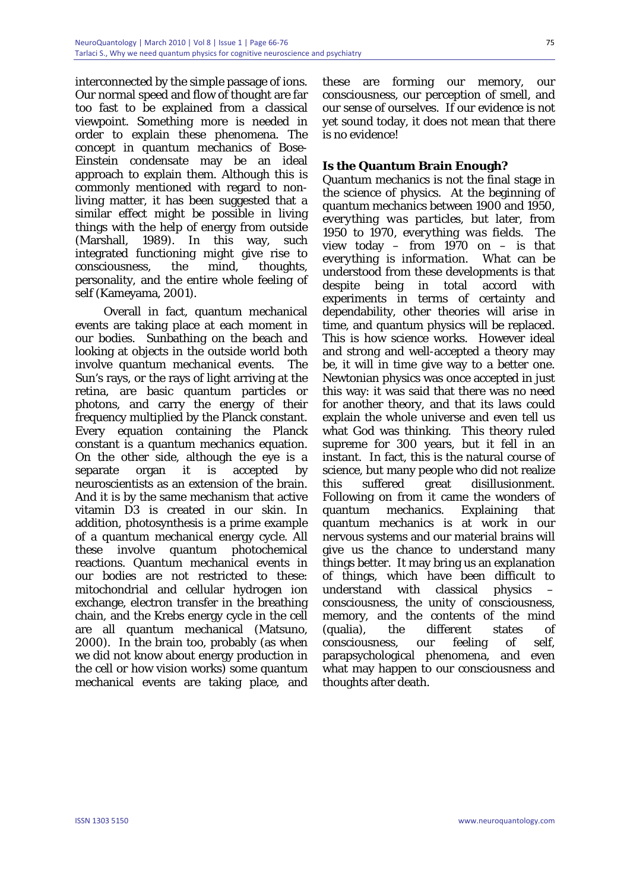interconnected by the simple passage of ions. Our normal speed and flow of thought are far too fast to be explained from a classical viewpoint. Something more is needed in order to explain these phenomena. The concept in quantum mechanics of Bose-Einstein condensate may be an ideal approach to explain them. Although this is commonly mentioned with regard to non-living matter, it has been suggested that a similar effect might be possible in living things with the help of energy from outside (Marshall, 1989). In this way, such integrated functioning might give rise to consciousness, the mind, thoughts, personality, and the entire whole feeling of self (Kameyama, 2001).

Overall in fact, quantum mechanical events are taking place at each moment in our bodies. Sunbathing on the beach and looking at objects in the outside world both involve quantum mechanical events. The Sun's rays, or the rays of light arriving at the retina, are basic quantum particles or photons, and carry the energy of their frequency multiplied by the Planck constant. Every equation containing the Planck constant is a quantum mechanics equation. On the other side, although the eye is a separate organ it is accepted by neuroscientists as an extension of the brain. And it is by the same mechanism that active vitamin D3 is created in our skin. In addition, photosynthesis is a prime example of a quantum mechanical energy cycle. All these involve quantum photochemical reactions. Quantum mechanical events in our bodies are not restricted to these: mitochondrial and cellular hydrogen ion exchange, electron transfer in the breathing chain, and the Krebs energy cycle in the cell are all quantum mechanical (Matsuno, 2000). In the brain too, probably (as when we did not know about energy production in the cell or how vision works) some quantum mechanical events are taking place, and these are forming our memory, our consciousness, our perception of smell, and our sense of ourselves. If our evidence is not yet sound today, it does not mean that there is no evidence!

## Is the Quantum Brain Enough?

Quantum mechanics is not the final stage in the science of physics. At the beginning of quantum mechanics between 1900 and 1950, *everything was particles*, but later, from 1950 to 1970, *everything was fields*. The view today – from 1970 on – is that *everything is information*. What can be understood from these developments is that despite being in total accord with experiments in terms of certainty and dependability, other theories will arise in time, and quantum physics will be replaced. This is how science works. However ideal and strong and well-accepted a theory may be, it will in time give way to a better one. Newtonian physics was once accepted in just this way: it was said that there was no need for another theory, and that its laws could explain the whole universe and even tell us what God was thinking. This theory ruled supreme for 300 years, but it fell in an instant. In fact, this is the natural course of science, but many people who did not realize this suffered great disillusionment. Following on from it came the wonders of quantum mechanics. Explaining that quantum mechanics is at work in our nervous systems and our material brains will give us the chance to understand many things better. It may bring us an explanation of things, which have been difficult to understand with classical physics – consciousness, the unity of consciousness, memory, and the contents of the mind (qualia), the different states of consciousness, our feeling of self, parapsychological phenomena, and even what may happen to our consciousness and thoughts after death.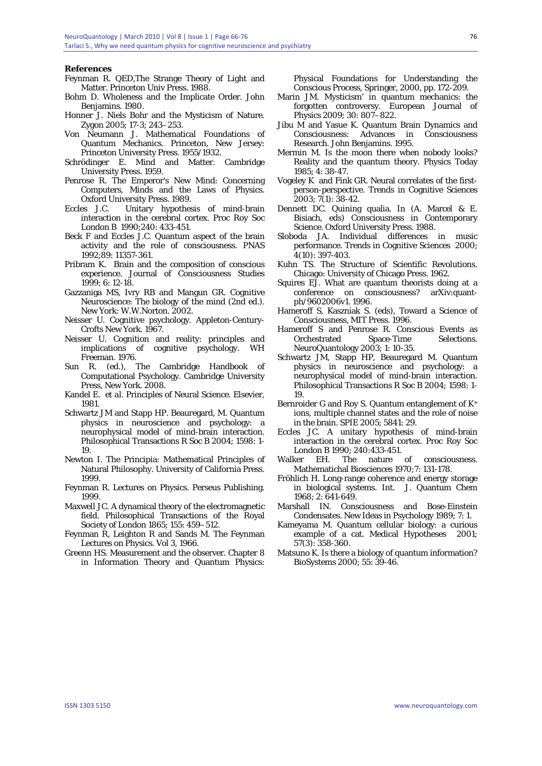**References**

Feynman R. QED,The Strange Theory of Light and Matter. Princeton Univ Press. 1988.

Bohm D. Wholeness and the Implicate Order. John Benjamins. 1980.

Honner J. Niels Bohr and the Mysticism of Nature. Zygon 2005; 17-3; 243–253.

Von Neumann J. Mathematical Foundations of Quantum Mechanics. Princeton, New Jersey: Princeton University Press. 1955/1932.

Schrödinger E. Mind and Matter. Cambridge University Press. 1959.

Penrose R. The Emperor's New Mind: Concerning Computers, Minds and the Laws of Physics. Oxford University Press. 1989.

Eccles J.C. Unitary hypothesis of mind-brain interaction in the cerebral cortex. Proc Roy Soc London B 1990;240: 433-451.

Beck F and Eccles J.C. Quantum aspect of the brain activity and the role of consciousness. PNAS 1992;89: 11357-361.

Pribram K. Brain and the composition of conscious experience. Journal of Consciousness Studies 1999; 6: 12-18.

Gazzaniga MS, Ivry RB and Mangun GR. Cognitive Neuroscience: The biology of the mind (2nd ed.). New York: W.W.Norton. 2002.

Neisser U. Cognitive psychology. Appleton-Century-Crofts New York. 1967.

Neisser U. Cognition and reality: principles and implications of cognitive psychology. WH Freeman. 1976.

Sun R. (ed.), The Cambridge Handbook of Computational Psychology. Cambridge University Press, New York. 2008.

Kandel E. et al. Principles of Neural Science. Elsevier, 1981.

Schwartz JM and Stapp HP. Beauregard, M. Quantum physics in neuroscience and psychology: a neurophysical model of mind-brain interaction. Philosophical Transactions R Soc B 2004; 1598: 1-19.

Newton I. The Principia: Mathematical Principles of Natural Philosophy. University of California Press. 1999.

Feynman R. Lectures on Physics. Perseus Publishing. 1999.

Maxwell JC. A dynamical theory of the electromagnetic field. Philosophical Transactions of the Royal Society of London 1865; 155: 459–512.

Feynman R, Leighton R and Sands M. The Feynman Lectures on Physics. Vol 3, 1966.

Greenn HS. Measurement and the observer. Chapter 8 in Information Theory and Quantum Physics: Physical Foundations for Understanding the Conscious Process, Springer, 2000, pp. 172-209.

Marin JM. Mysticism' in quantum mechanics: the forgotten controversy. European Journal of Physics 2009; 30: 807–822.

Jibu M and Yasue K. Quantum Brain Dynamics and Consciousness: Advances in Consciousness Research. John Benjamins. 1995.

Mermin M. Is the moon there when nobody looks? Reality and the quantum theory. Physics Today 1985; 4: 38-47.

Vogeley K and Fink GR. Neural correlates of the first-person-perspective. Trends in Cognitive Sciences 2003; 7(1): 38-42.

Dennett DC. Quining qualia. In (A. Marcel & E. Bisiach, eds) Consciousness in Contemporary Science. Oxford University Press. 1988.

Sloboda JA. Individual differences in music performance. Trends in Cognitive Sciences 2000; 4(10): 397-403.

Kuhn TS. The Structure of Scientific Revolutions. Chicago: University of Chicago Press. 1962.

Squires EJ. What are quantum theorists doing at a conference on consciousness? arXiv:quant-ph/9602006v1. 1996.

Hameroff S, Kaszniak S. (eds), Toward a Science of Consciousness, MIT Press. 1996.

Hameroff S and Penrose R. Conscious Events as Orchestrated Space-Time Selections. NeuroQuantology 2003; 1: 10-35.

Schwartz JM, Stapp HP, Beauregard M. Quantum physics in neuroscience and psychology: a neurophysical model of mind-brain interaction. Philosophical Transactions R Soc B 2004; 1598: 1-19.

Bernroider G and Roy S. Quantum entanglement of $K^+$ ions, multiple channel states and the role of noise in the brain. SPIE 2005; 5841: 29.

Eccles JC. A unitary hypothesis of mind-brain interaction in the cerebral cortex. Proc Roy Soc London B 1990; 240:433-451.

Walker EH. The nature of consciousness. Mathematichal Biosciences 1970;7: 131-178.

Fröhlich H. Long-range coherence and energy storage in biological systems. Int. J. Quantum Chem 1968; 2: 641-649.

Marshall IN. Consciousness and Bose-Einstein Condensates. New Ideas in Psychology 1989; 7: 1.

Kameyama M. Quantum cellular biology: a curious example of a cat. Medical Hypotheses 2001; 57(3): 358-360.

Matsuno K. Is there a biology of quantum information? BioSystems 2000; 55: 39-46.